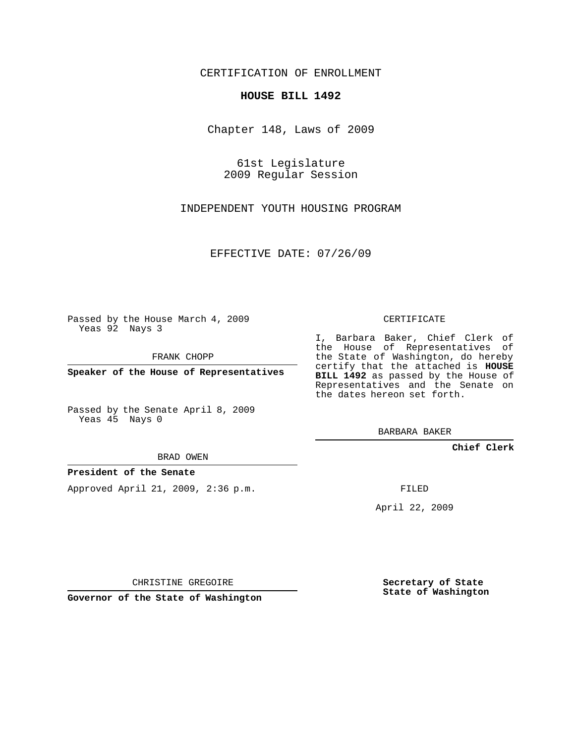CERTIFICATION OF ENROLLMENT

**HOUSE BILL 1492**

Chapter 148, Laws of 2009

61st Legislature
2009 Regular Session

INDEPENDENT YOUTH HOUSING PROGRAM

EFFECTIVE DATE: 07/26/09

Passed by the House March 4, 2009
Yeas 92 Nays 3

FRANK CHOPP

**Speaker of the House of Representatives**

Passed by the Senate April 8, 2009
Yeas 45 Nays 0

BRAD OWEN

**President of the Senate**

Approved April 21, 2009, 2:36 p.m.

CHRISTINE GREGOIRE

**Governor of the State of Washington**

CERTIFICATE

I, Barbara Baker, Chief Clerk of the House of Representatives of the State of Washington, do hereby certify that the attached is **HOUSE BILL 1492** as passed by the House of Representatives and the Senate on the dates hereon set forth.

BARBARA BAKER

**Chief Clerk**

FILED

April 22, 2009

**Secretary of State**
**State of Washington**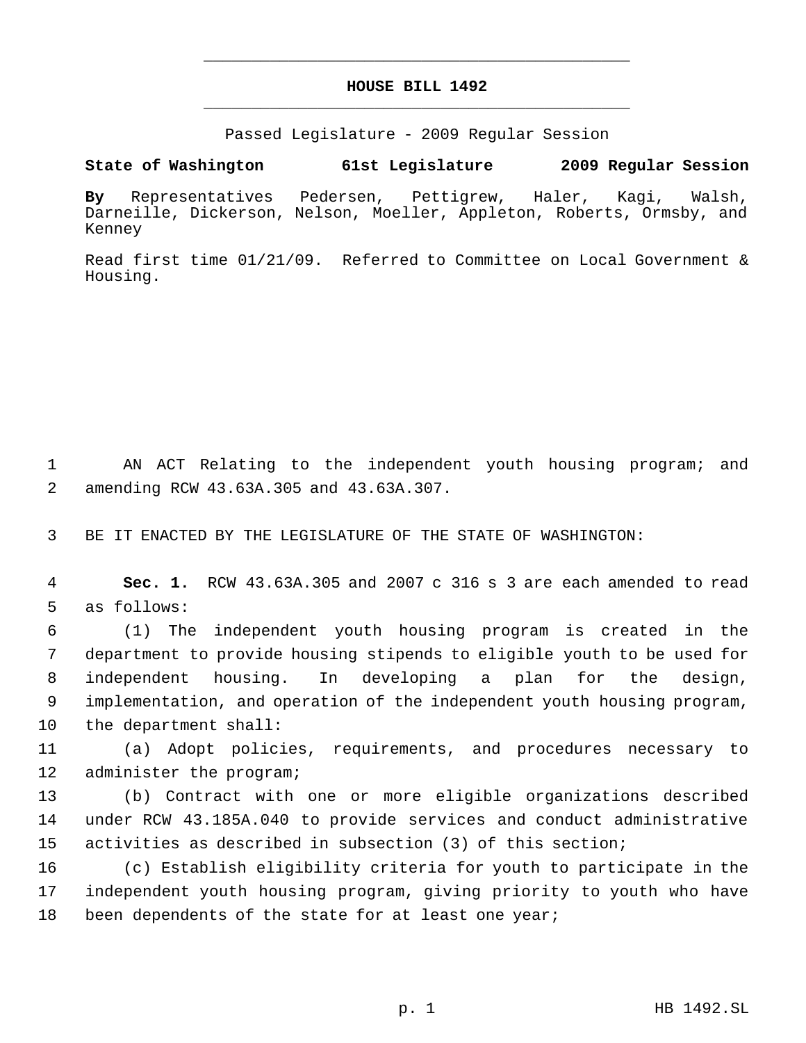# HOUSE BILL 1492

Passed Legislature - 2009 Regular Session

**State of Washington 61st Legislature 2009 Regular Session**

**By** Representatives Pedersen, Pettigrew, Haler, Kagi, Walsh, Darneille, Dickerson, Nelson, Moeller, Appleton, Roberts, Ormsby, and Kenney

Read first time 01/21/09. Referred to Committee on Local Government & Housing.

1 AN ACT Relating to the independent youth housing program; and
2 amending RCW 43.63A.305 and 43.63A.307.

3 BE IT ENACTED BY THE LEGISLATURE OF THE STATE OF WASHINGTON:

4 **Sec. 1.** RCW 43.63A.305 and 2007 c 316 s 3 are each amended to read
5 as follows:

6 (1) The independent youth housing program is created in the
7 department to provide housing stipends to eligible youth to be used for
8 independent housing. In developing a plan for the design,
9 implementation, and operation of the independent youth housing program,
10 the department shall:

11 (a) Adopt policies, requirements, and procedures necessary to
12 administer the program;

13 (b) Contract with one or more eligible organizations described
14 under RCW 43.185A.040 to provide services and conduct administrative
15 activities as described in subsection (3) of this section;

16 (c) Establish eligibility criteria for youth to participate in the
17 independent youth housing program, giving priority to youth who have
18 been dependents of the state for at least one year;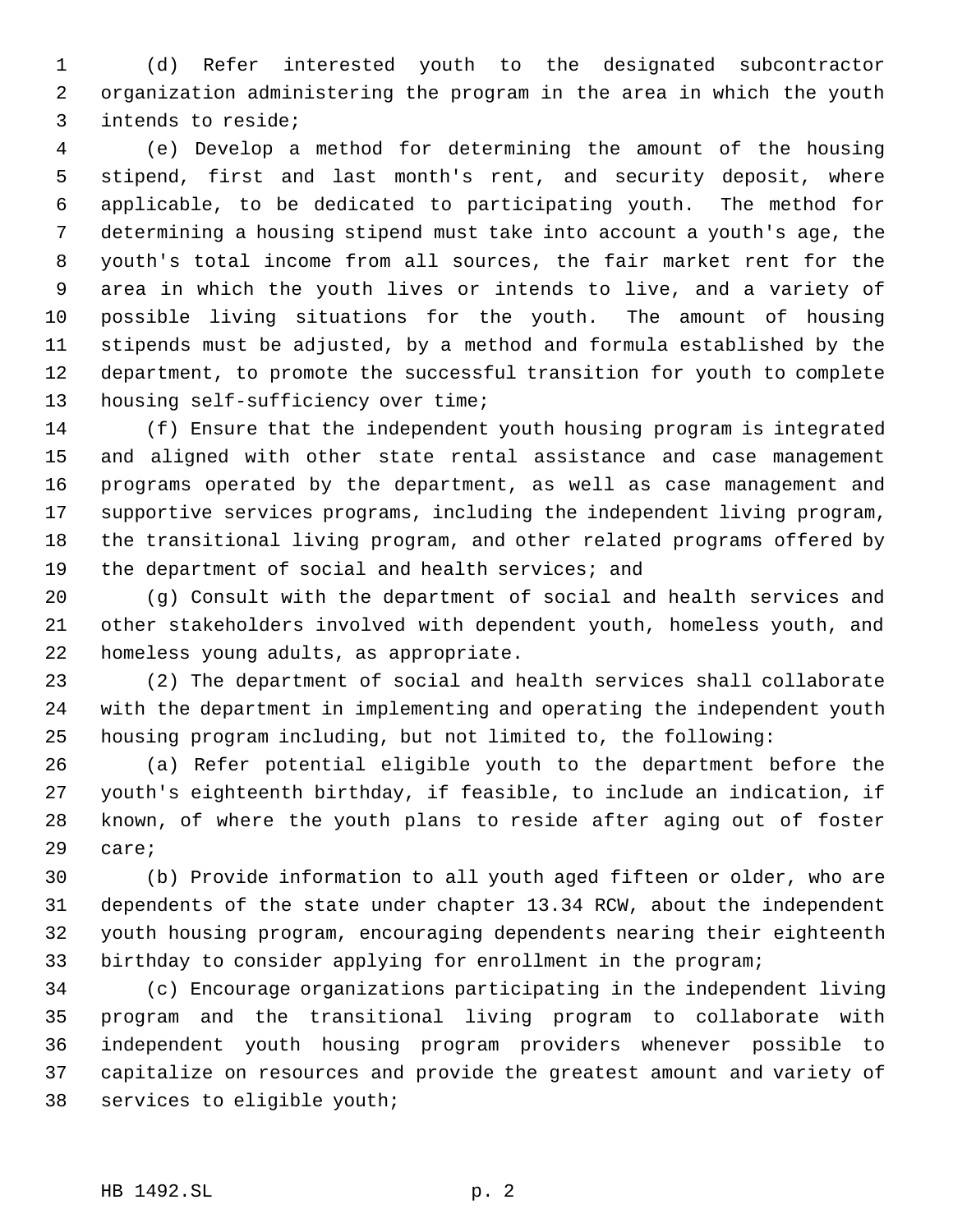(d) Refer interested youth to the designated subcontractor organization administering the program in the area in which the youth intends to reside;

(e) Develop a method for determining the amount of the housing stipend, first and last month's rent, and security deposit, where applicable, to be dedicated to participating youth. The method for determining a housing stipend must take into account a youth's age, the youth's total income from all sources, the fair market rent for the area in which the youth lives or intends to live, and a variety of possible living situations for the youth. The amount of housing stipends must be adjusted, by a method and formula established by the department, to promote the successful transition for youth to complete housing self-sufficiency over time;

(f) Ensure that the independent youth housing program is integrated and aligned with other state rental assistance and case management programs operated by the department, as well as case management and supportive services programs, including the independent living program, the transitional living program, and other related programs offered by the department of social and health services; and

(g) Consult with the department of social and health services and other stakeholders involved with dependent youth, homeless youth, and homeless young adults, as appropriate.

(2) The department of social and health services shall collaborate with the department in implementing and operating the independent youth housing program including, but not limited to, the following:

(a) Refer potential eligible youth to the department before the youth's eighteenth birthday, if feasible, to include an indication, if known, of where the youth plans to reside after aging out of foster care;

(b) Provide information to all youth aged fifteen or older, who are dependents of the state under chapter 13.34 RCW, about the independent youth housing program, encouraging dependents nearing their eighteenth birthday to consider applying for enrollment in the program;

(c) Encourage organizations participating in the independent living program and the transitional living program to collaborate with independent youth housing program providers whenever possible to capitalize on resources and provide the greatest amount and variety of services to eligible youth;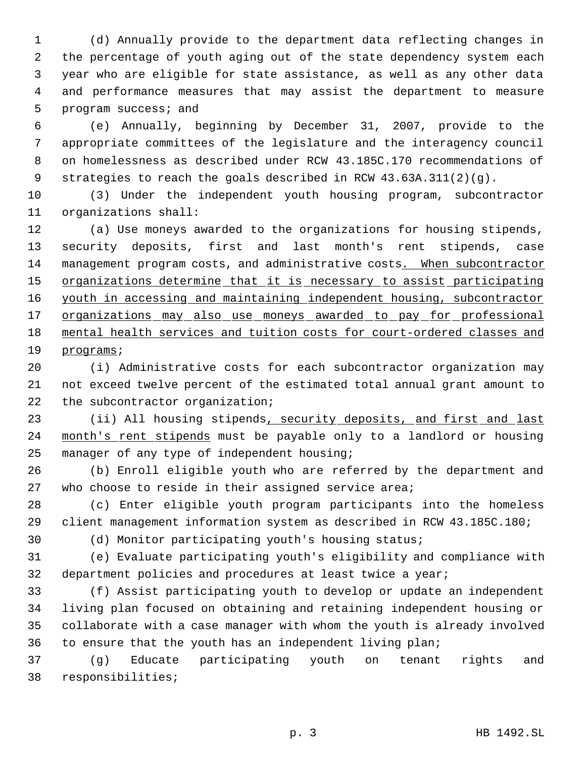(d) Annually provide to the department data reflecting changes in the percentage of youth aging out of the state dependency system each year who are eligible for state assistance, as well as any other data and performance measures that may assist the department to measure program success; and

(e) Annually, beginning by December 31, 2007, provide to the appropriate committees of the legislature and the interagency council on homelessness as described under RCW 43.185C.170 recommendations of strategies to reach the goals described in RCW 43.63A.311(2)(g).

(3) Under the independent youth housing program, subcontractor organizations shall:

(a) Use moneys awarded to the organizations for housing stipends, security deposits, first and last month's rent stipends, case management program costs, and administrative costs<u>. When subcontractor organizations determine that it is necessary to assist participating youth in accessing and maintaining independent housing, subcontractor organizations may also use moneys awarded to pay for professional mental health services and tuition costs for court-ordered classes and programs</u>;

(i) Administrative costs for each subcontractor organization may not exceed twelve percent of the estimated total annual grant amount to the subcontractor organization;

(ii) All housing stipends<u>, security deposits, and first and last month's rent stipends</u> must be payable only to a landlord or housing manager of any type of independent housing;

(b) Enroll eligible youth who are referred by the department and who choose to reside in their assigned service area;

(c) Enter eligible youth program participants into the homeless client management information system as described in RCW 43.185C.180;

(d) Monitor participating youth's housing status;

(e) Evaluate participating youth's eligibility and compliance with department policies and procedures at least twice a year;

(f) Assist participating youth to develop or update an independent living plan focused on obtaining and retaining independent housing or collaborate with a case manager with whom the youth is already involved to ensure that the youth has an independent living plan;

(g) Educate participating youth on tenant rights and responsibilities;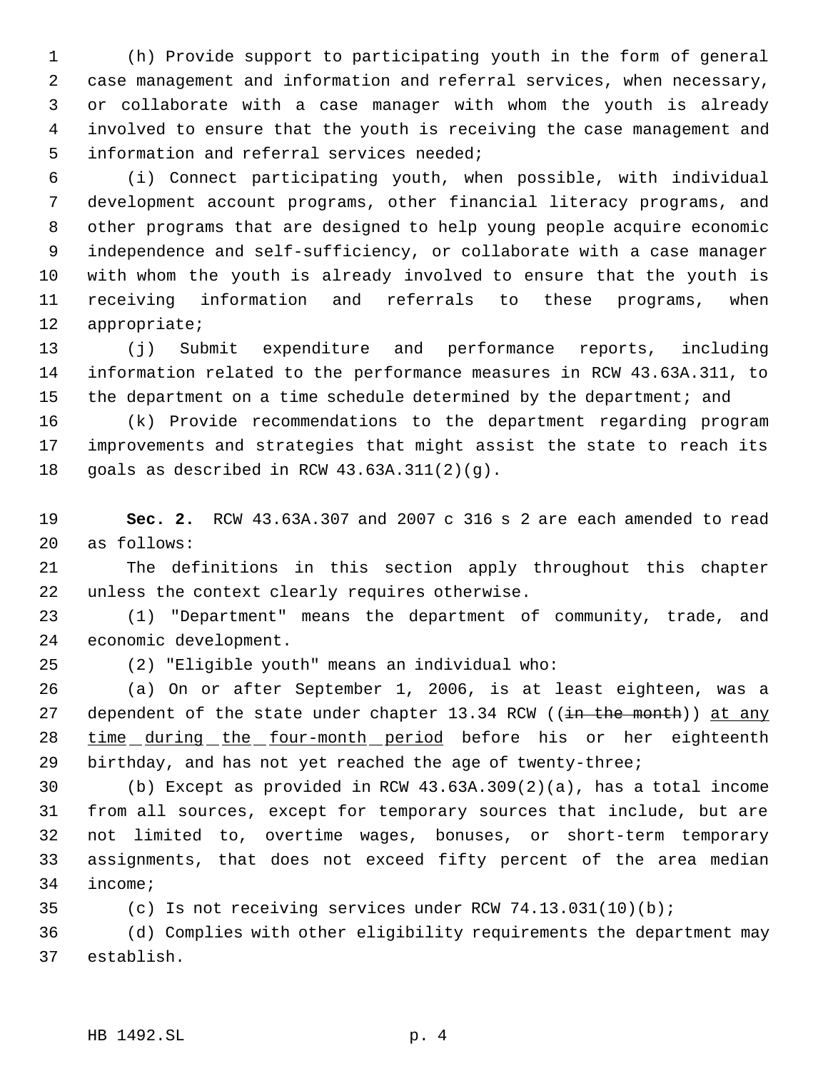(h) Provide support to participating youth in the form of general case management and information and referral services, when necessary, or collaborate with a case manager with whom the youth is already involved to ensure that the youth is receiving the case management and information and referral services needed;

(i) Connect participating youth, when possible, with individual development account programs, other financial literacy programs, and other programs that are designed to help young people acquire economic independence and self-sufficiency, or collaborate with a case manager with whom the youth is already involved to ensure that the youth is receiving information and referrals to these programs, when appropriate;

(j) Submit expenditure and performance reports, including information related to the performance measures in RCW 43.63A.311, to the department on a time schedule determined by the department; and

(k) Provide recommendations to the department regarding program improvements and strategies that might assist the state to reach its goals as described in RCW 43.63A.311(2)(g).

**Sec. 2.** RCW 43.63A.307 and 2007 c 316 s 2 are each amended to read as follows:

The definitions in this section apply throughout this chapter unless the context clearly requires otherwise.

(1) "Department" means the department of community, trade, and economic development.

(2) "Eligible youth" means an individual who:

(a) On or after September 1, 2006, is at least eighteen, was a dependent of the state under chapter 13.34 RCW ((~~in the month~~)) <u>at any time during the four-month period</u> before his or her eighteenth birthday, and has not yet reached the age of twenty-three;

(b) Except as provided in RCW 43.63A.309(2)(a), has a total income from all sources, except for temporary sources that include, but are not limited to, overtime wages, bonuses, or short-term temporary assignments, that does not exceed fifty percent of the area median income;

(c) Is not receiving services under RCW 74.13.031(10)(b);

(d) Complies with other eligibility requirements the department may establish.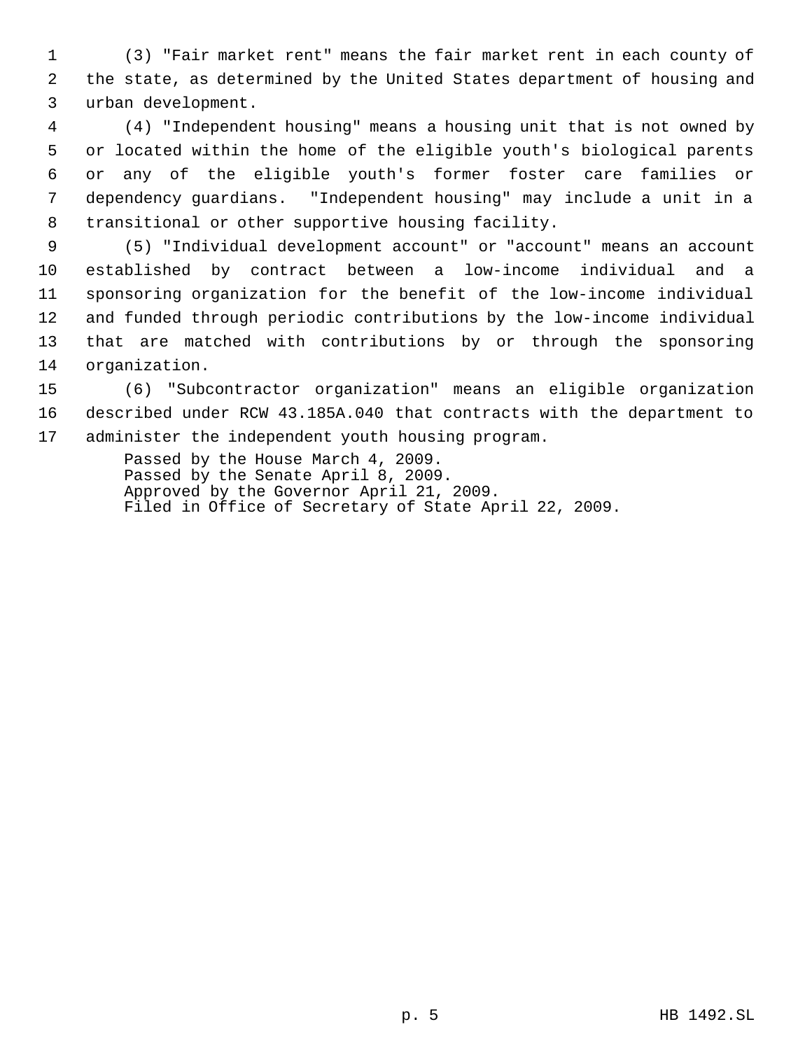(3) "Fair market rent" means the fair market rent in each county of the state, as determined by the United States department of housing and urban development.

(4) "Independent housing" means a housing unit that is not owned by or located within the home of the eligible youth's biological parents or any of the eligible youth's former foster care families or dependency guardians. "Independent housing" may include a unit in a transitional or other supportive housing facility.

(5) "Individual development account" or "account" means an account established by contract between a low-income individual and a sponsoring organization for the benefit of the low-income individual and funded through periodic contributions by the low-income individual that are matched with contributions by or through the sponsoring organization.

(6) "Subcontractor organization" means an eligible organization described under RCW 43.185A.040 that contracts with the department to administer the independent youth housing program.

Passed by the House March 4, 2009.
Passed by the Senate April 8, 2009.
Approved by the Governor April 21, 2009.
Filed in Office of Secretary of State April 22, 2009.